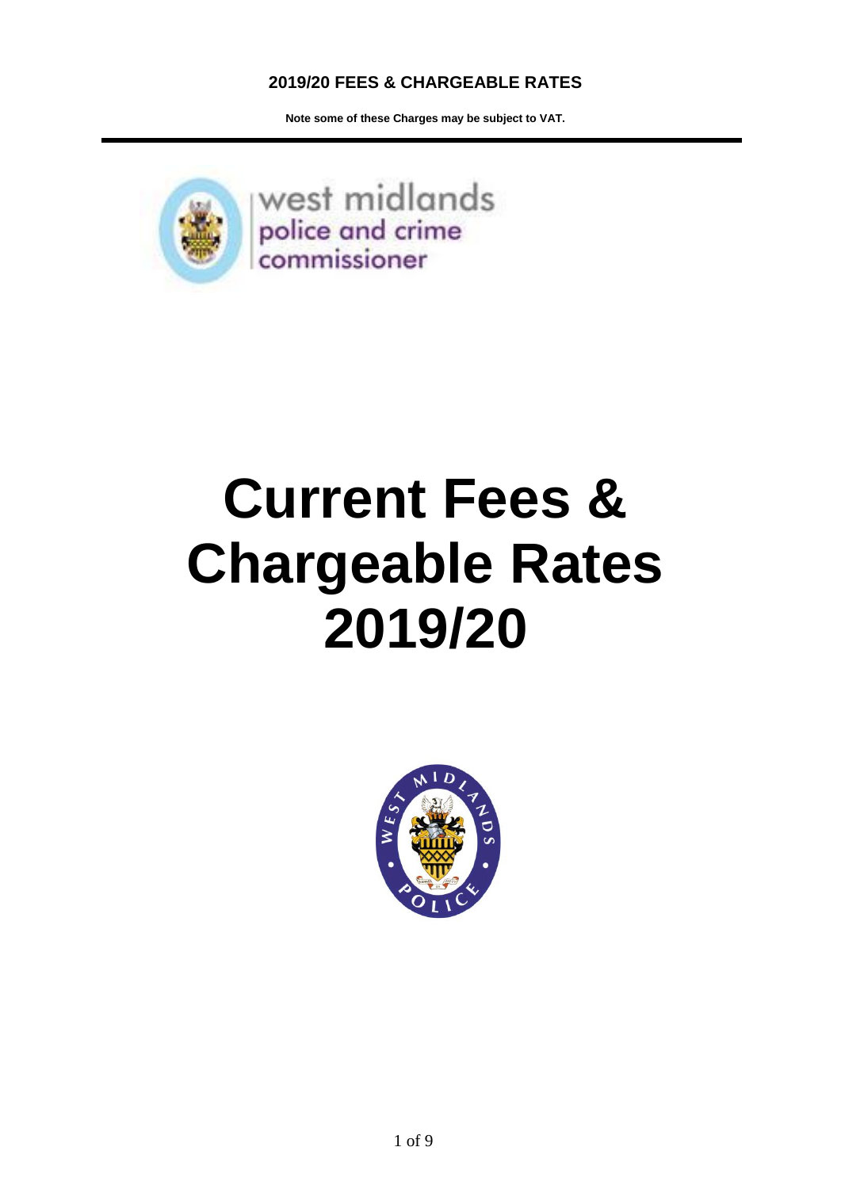**2019/20 FEES & CHARGEABLE RATES**

**Note some of these Charges may be subject to VAT.**

west midlands
police and crime
commissioner

# Current Fees & Chargeable Rates 2019/20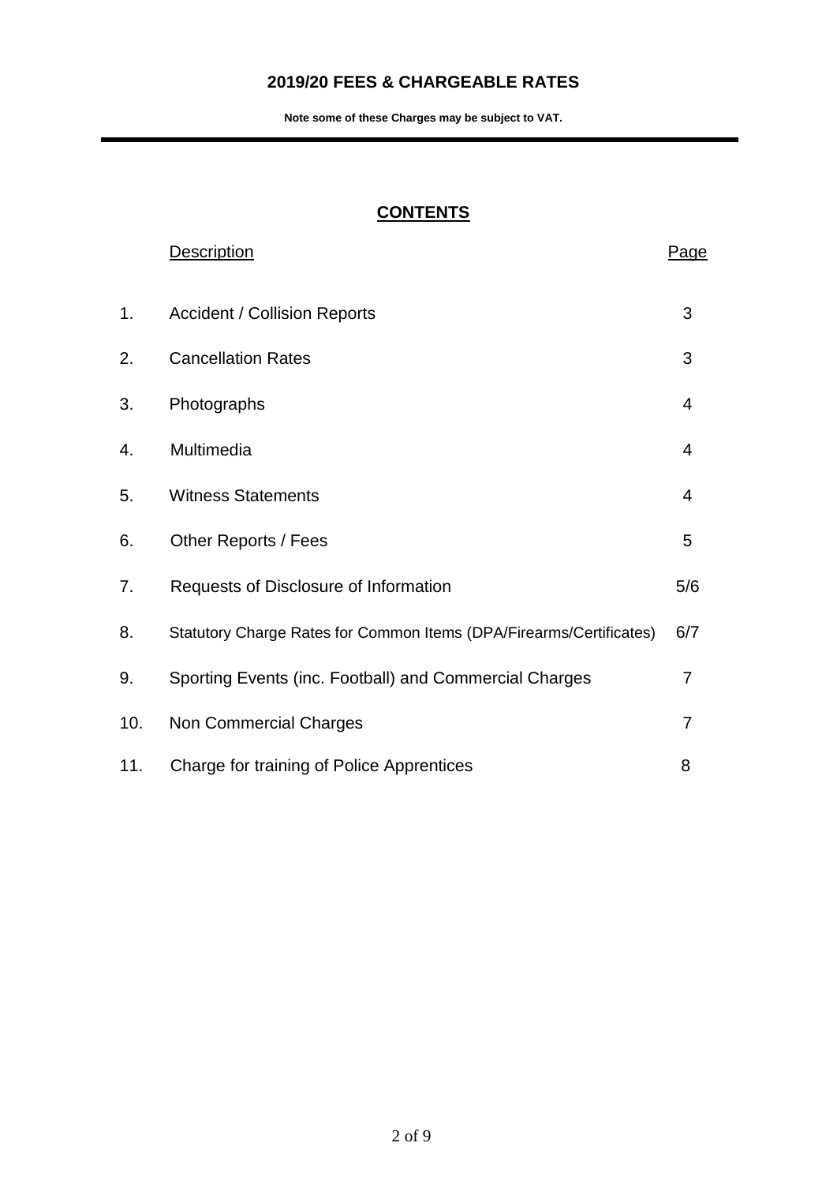## 2019/20 FEES & CHARGEABLE RATES

**Note some of these Charges may be subject to VAT.**

### CONTENTS

| | Description | Page |
|---|---|---|
| 1. | Accident / Collision Reports | 3 |
| 2. | Cancellation Rates | 3 |
| 3. | Photographs | 4 |
| 4. | Multimedia | 4 |
| 5. | Witness Statements | 4 |
| 6. | Other Reports / Fees | 5 |
| 7. | Requests of Disclosure of Information | 5/6 |
| 8. | Statutory Charge Rates for Common Items (DPA/Firearms/Certificates) | 6/7 |
| 9. | Sporting Events (inc. Football) and Commercial Charges | 7 |
| 10. | Non Commercial Charges | 7 |
| 11. | Charge for training of Police Apprentices | 8 |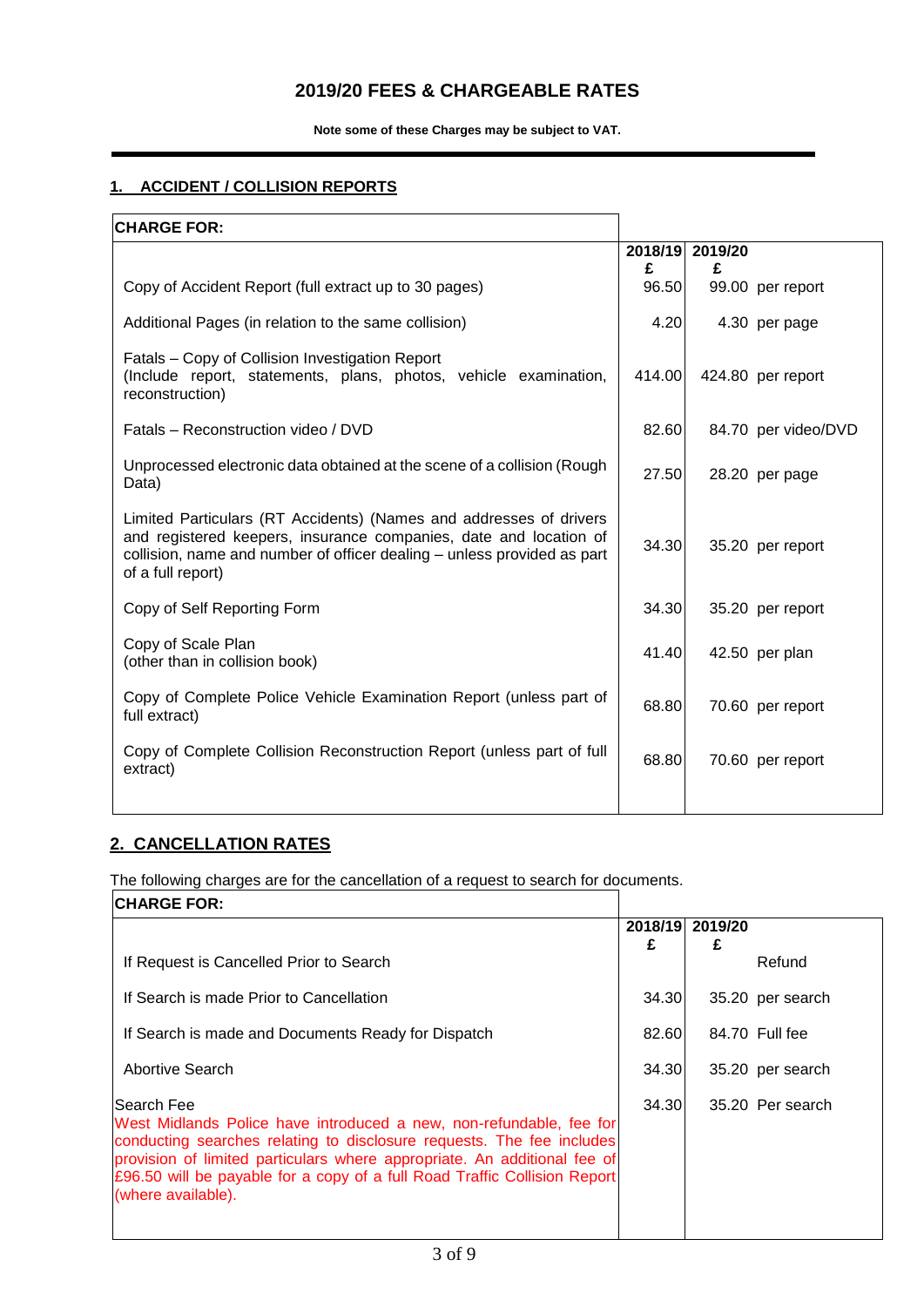# 2019/20 FEES & CHARGEABLE RATES

**Note some of these Charges may be subject to VAT.**

## 1. ACCIDENT / COLLISION REPORTS

| CHARGE FOR: | 2018/19 £ | 2019/20 £ | |
|---|---|---|---|
| Copy of Accident Report (full extract up to 30 pages) | 96.50 | 99.00 | per report |
| Additional Pages (in relation to the same collision) | 4.20 | 4.30 | per page |
| Fatals – Copy of Collision Investigation Report (Include report, statements, plans, photos, vehicle examination, reconstruction) | 414.00 | 424.80 | per report |
| Fatals – Reconstruction video / DVD | 82.60 | 84.70 | per video/DVD |
| Unprocessed electronic data obtained at the scene of a collision (Rough Data) | 27.50 | 28.20 | per page |
| Limited Particulars (RT Accidents) (Names and addresses of drivers and registered keepers, insurance companies, date and location of collision, name and number of officer dealing – unless provided as part of a full report) | 34.30 | 35.20 | per report |
| Copy of Self Reporting Form | 34.30 | 35.20 | per report |
| Copy of Scale Plan (other than in collision book) | 41.40 | 42.50 | per plan |
| Copy of Complete Police Vehicle Examination Report (unless part of full extract) | 68.80 | 70.60 | per report |
| Copy of Complete Collision Reconstruction Report (unless part of full extract) | 68.80 | 70.60 | per report |

## 2. CANCELLATION RATES

The following charges are for the cancellation of a request to search for documents.

| CHARGE FOR: | 2018/19 £ | 2019/20 £ | |
|---|---|---|---|
| If Request is Cancelled Prior to Search | | | Refund |
| If Search is made Prior to Cancellation | 34.30 | 35.20 | per search |
| If Search is made and Documents Ready for Dispatch | 82.60 | 84.70 | Full fee |
| Abortive Search | 34.30 | 35.20 | per search |
| Search Fee<br>West Midlands Police have introduced a new, non-refundable, fee for conducting searches relating to disclosure requests. The fee includes provision of limited particulars where appropriate. An additional fee of £96.50 will be payable for a copy of a full Road Traffic Collision Report (where available). | 34.30 | 35.20 | Per search |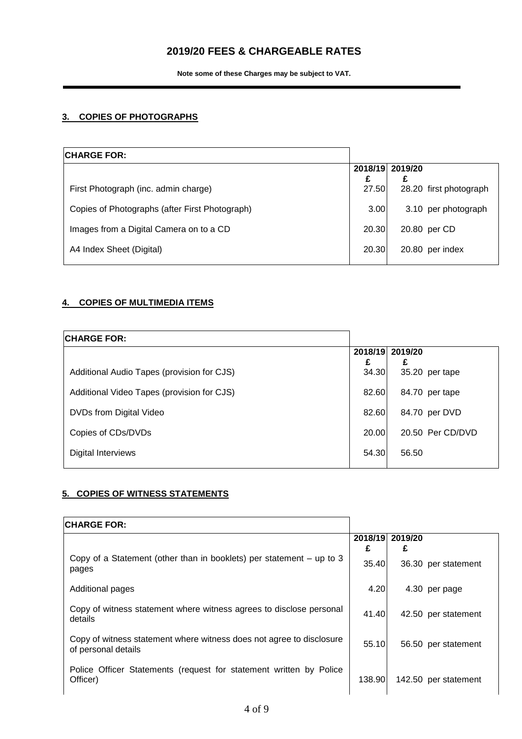# 2019/20 FEES & CHARGEABLE RATES

**Note some of these Charges may be subject to VAT.**

## 3. COPIES OF PHOTOGRAPHS

| CHARGE FOR: | 2018/19 £ | 2019/20 £ | |
|---|---|---|---|
| First Photograph (inc. admin charge) | 27.50 | 28.20 | first photograph |
| Copies of Photographs (after First Photograph) | 3.00 | 3.10 | per photograph |
| Images from a Digital Camera on to a CD | 20.30 | 20.80 | per CD |
| A4 Index Sheet (Digital) | 20.30 | 20.80 | per index |

## 4. COPIES OF MULTIMEDIA ITEMS

| CHARGE FOR: | 2018/19 £ | 2019/20 £ | |
|---|---|---|---|
| Additional Audio Tapes (provision for CJS) | 34.30 | 35.20 | per tape |
| Additional Video Tapes (provision for CJS) | 82.60 | 84.70 | per tape |
| DVDs from Digital Video | 82.60 | 84.70 | per DVD |
| Copies of CDs/DVDs | 20.00 | 20.50 | Per CD/DVD |
| Digital Interviews | 54.30 | 56.50 | |

## 5. COPIES OF WITNESS STATEMENTS

| CHARGE FOR: | 2018/19 £ | 2019/20 £ | |
|---|---|---|---|
| Copy of a Statement (other than in booklets) per statement – up to 3 pages | 35.40 | 36.30 | per statement |
| Additional pages | 4.20 | 4.30 | per page |
| Copy of witness statement where witness agrees to disclose personal details | 41.40 | 42.50 | per statement |
| Copy of witness statement where witness does not agree to disclosure of personal details | 55.10 | 56.50 | per statement |
| Police Officer Statements (request for statement written by Police Officer) | 138.90 | 142.50 | per statement |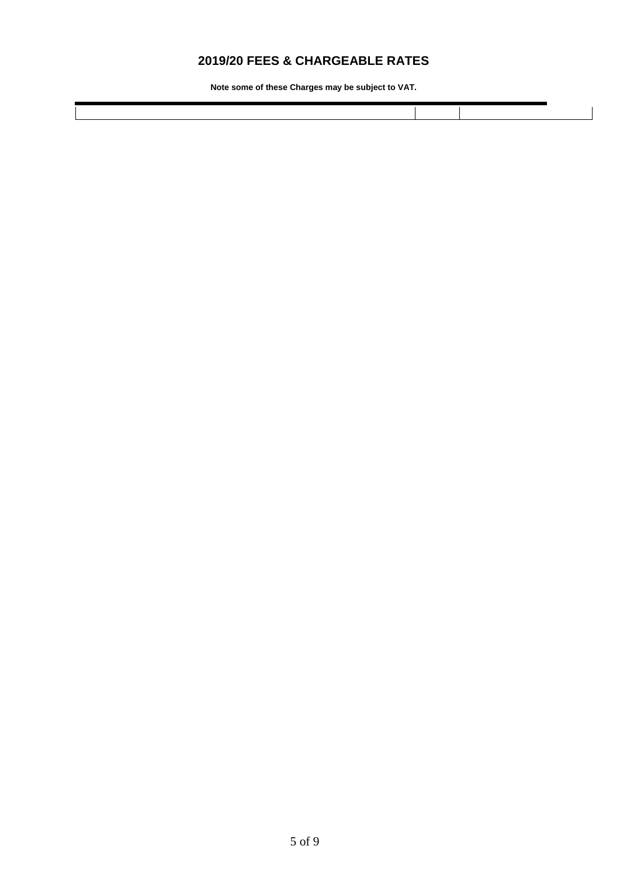# 2019/20 FEES & CHARGEABLE RATES

**Note some of these Charges may be subject to VAT.**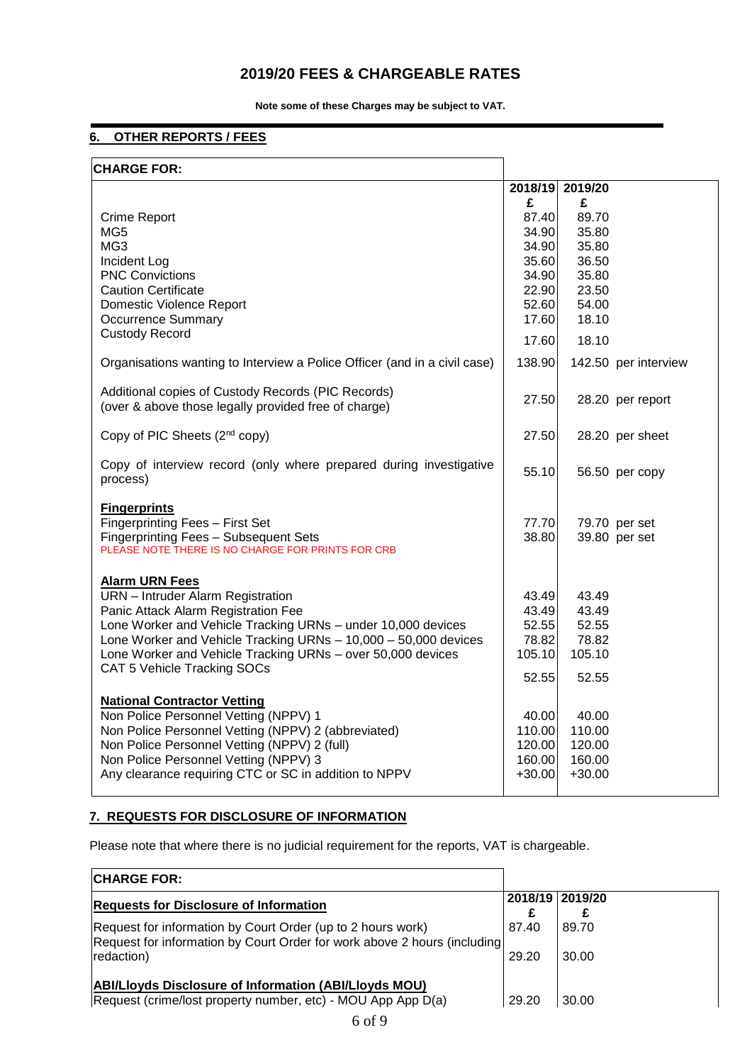# 2019/20 FEES & CHARGEABLE RATES

**Note some of these Charges may be subject to VAT.**

## 6. OTHER REPORTS / FEES

| CHARGE FOR: | | | |
|---|---|---|---|
| | **2018/19** | **2019/20** | |
| | **£** | **£** | |
| Crime Report | 87.40 | 89.70 | |
| MG5 | 34.90 | 35.80 | |
| MG3 | 34.90 | 35.80 | |
| Incident Log | 35.60 | 36.50 | |
| PNC Convictions | 34.90 | 35.80 | |
| Caution Certificate | 22.90 | 23.50 | |
| Domestic Violence Report | 52.60 | 54.00 | |
| Occurrence Summary | 17.60 | 18.10 | |
| Custody Record | 17.60 | 18.10 | |
| Organisations wanting to Interview a Police Officer (and in a civil case) | 138.90 | 142.50 | per interview |
| Additional copies of Custody Records (PIC Records) (over & above those legally provided free of charge) | 27.50 | 28.20 | per report |
| Copy of PIC Sheets (2nd copy) | 27.50 | 28.20 | per sheet |
| Copy of interview record (only where prepared during investigative process) | 55.10 | 56.50 | per copy |
| **Fingerprints** | | | |
| Fingerprinting Fees – First Set | 77.70 | 79.70 | per set |
| Fingerprinting Fees – Subsequent Sets | 38.80 | 39.80 | per set |
| PLEASE NOTE THERE IS NO CHARGE FOR PRINTS FOR CRB | | | |
| **Alarm URN Fees** | | | |
| URN – Intruder Alarm Registration | 43.49 | 43.49 | |
| Panic Attack Alarm Registration Fee | 43.49 | 43.49 | |
| Lone Worker and Vehicle Tracking URNs – under 10,000 devices | 52.55 | 52.55 | |
| Lone Worker and Vehicle Tracking URNs – 10,000 – 50,000 devices | 78.82 | 78.82 | |
| Lone Worker and Vehicle Tracking URNs – over 50,000 devices | 105.10 | 105.10 | |
| CAT 5 Vehicle Tracking SOCs | 52.55 | 52.55 | |
| **National Contractor Vetting** | | | |
| Non Police Personnel Vetting (NPPV) 1 | 40.00 | 40.00 | |
| Non Police Personnel Vetting (NPPV) 2 (abbreviated) | 110.00 | 110.00 | |
| Non Police Personnel Vetting (NPPV) 2 (full) | 120.00 | 120.00 | |
| Non Police Personnel Vetting (NPPV) 3 | 160.00 | 160.00 | |
| Any clearance requiring CTC or SC in addition to NPPV | +30.00 | +30.00 | |

## 7. REQUESTS FOR DISCLOSURE OF INFORMATION

Please note that where there is no judicial requirement for the reports, VAT is chargeable.

| CHARGE FOR: | | |
|---|---|---|
| **Requests for Disclosure of Information** | **2018/19** **£** | **2019/20** **£** |
| Request for information by Court Order (up to 2 hours work) | 87.40 | 89.70 |
| Request for information by Court Order for work above 2 hours (including redaction) | 29.20 | 30.00 |
| **ABI/Lloyds Disclosure of Information (ABI/Lloyds MOU)** | | |
| Request (crime/lost property number, etc) - MOU App App D(a) | 29.20 | 30.00 |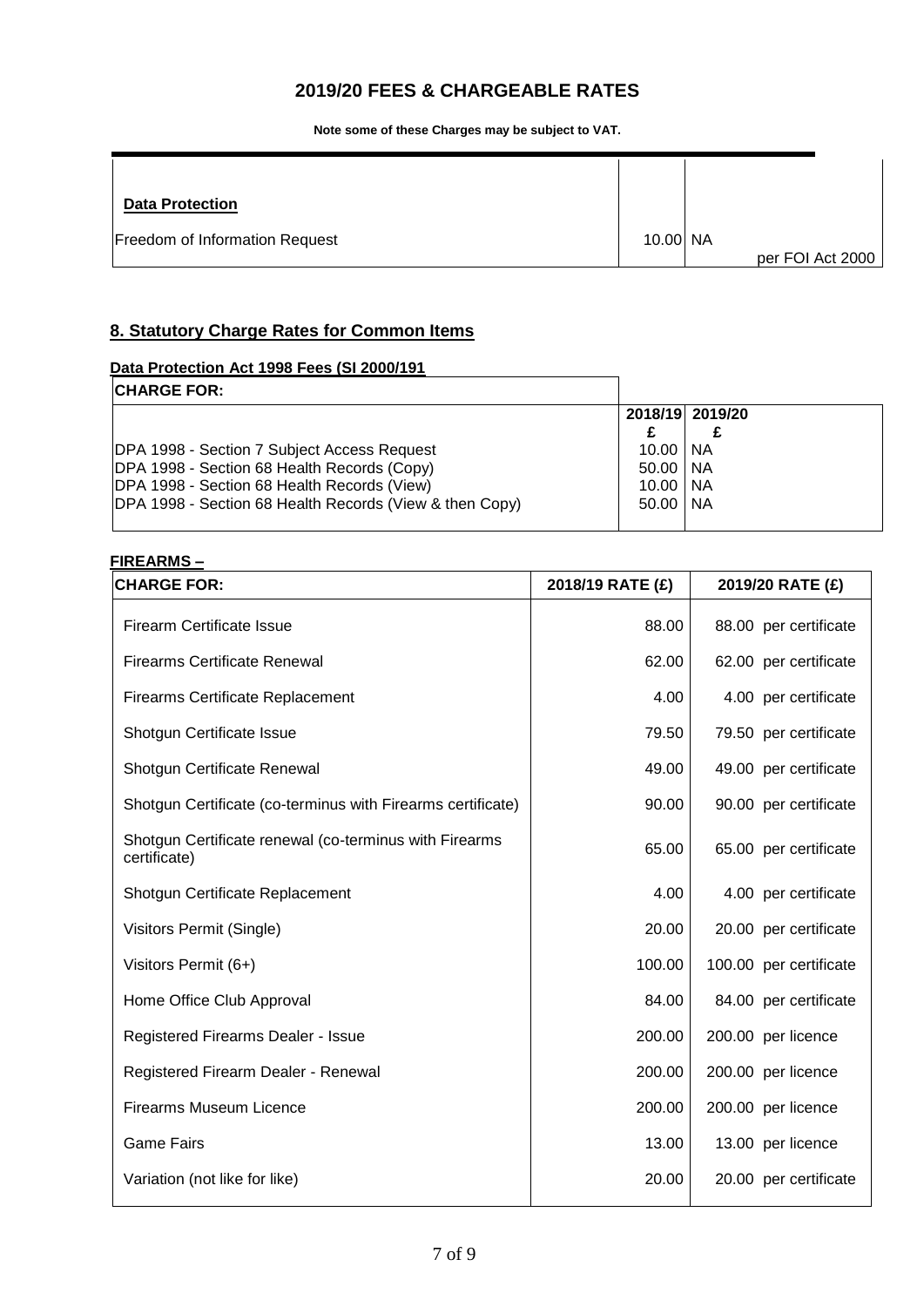# 2019/20 FEES & CHARGEABLE RATES

**Note some of these Charges may be subject to VAT.**

| | | |
|---|---|---|
| **Data Protection** | | |
| Freedom of Information Request | 10.00 | NA per FOI Act 2000 |

## 8. Statutory Charge Rates for Common Items

**Data Protection Act 1998 Fees (SI 2000/191**

| CHARGE FOR: | 2018/19 £ | 2019/20 £ |
|---|---|---|
| DPA 1998 - Section 7 Subject Access Request | 10.00 | NA |
| DPA 1998 - Section 68 Health Records (Copy) | 50.00 | NA |
| DPA 1998 - Section 68 Health Records (View) | 10.00 | NA |
| DPA 1998 - Section 68 Health Records (View & then Copy) | 50.00 | NA |

**FIREARMS –**

| CHARGE FOR: | 2018/19 RATE (£) | 2019/20 RATE (£) |
|---|---|---|
| Firearm Certificate Issue | 88.00 | 88.00 per certificate |
| Firearms Certificate Renewal | 62.00 | 62.00 per certificate |
| Firearms Certificate Replacement | 4.00 | 4.00 per certificate |
| Shotgun Certificate Issue | 79.50 | 79.50 per certificate |
| Shotgun Certificate Renewal | 49.00 | 49.00 per certificate |
| Shotgun Certificate (co-terminus with Firearms certificate) | 90.00 | 90.00 per certificate |
| Shotgun Certificate renewal (co-terminus with Firearms certificate) | 65.00 | 65.00 per certificate |
| Shotgun Certificate Replacement | 4.00 | 4.00 per certificate |
| Visitors Permit (Single) | 20.00 | 20.00 per certificate |
| Visitors Permit (6+) | 100.00 | 100.00 per certificate |
| Home Office Club Approval | 84.00 | 84.00 per certificate |
| Registered Firearms Dealer - Issue | 200.00 | 200.00 per licence |
| Registered Firearm Dealer - Renewal | 200.00 | 200.00 per licence |
| Firearms Museum Licence | 200.00 | 200.00 per licence |
| Game Fairs | 13.00 | 13.00 per licence |
| Variation (not like for like) | 20.00 | 20.00 per certificate |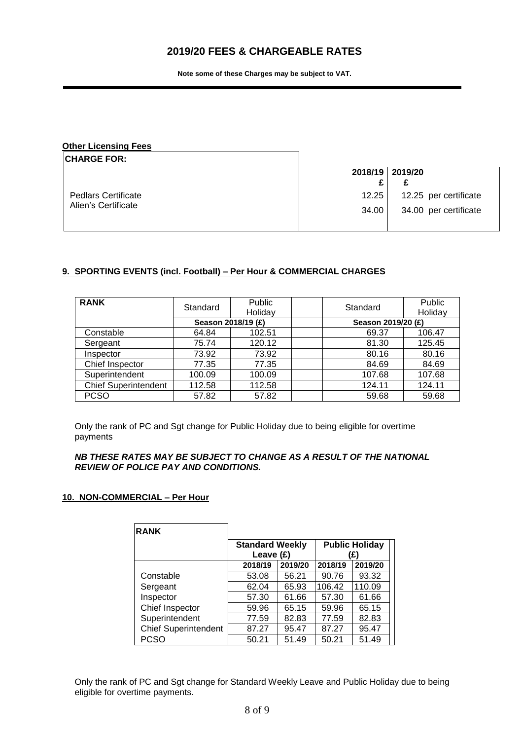# 2019/20 FEES & CHARGEABLE RATES

**Note some of these Charges may be subject to VAT.**

**Other Licensing Fees**

| CHARGE FOR: | 2018/19 £ | 2019/20 £ |
|---|---|---|
| Pedlars Certificate | 12.25 | 12.25 per certificate |
| Alien's Certificate | 34.00 | 34.00 per certificate |

## 9. SPORTING EVENTS (incl. Football) – Per Hour & COMMERCIAL CHARGES

| RANK | Standard | Public Holiday | | Standard | Public Holiday |
|---|---|---|---|---|---|
| | Season 2018/19 (£) | | | Season 2019/20 (£) | |
| Constable | 64.84 | 102.51 | | 69.37 | 106.47 |
| Sergeant | 75.74 | 120.12 | | 81.30 | 125.45 |
| Inspector | 73.92 | 73.92 | | 80.16 | 80.16 |
| Chief Inspector | 77.35 | 77.35 | | 84.69 | 84.69 |
| Superintendent | 100.09 | 100.09 | | 107.68 | 107.68 |
| Chief Superintendent | 112.58 | 112.58 | | 124.11 | 124.11 |
| PCSO | 57.82 | 57.82 | | 59.68 | 59.68 |

Only the rank of PC and Sgt change for Public Holiday due to being eligible for overtime payments

***NB THESE RATES MAY BE SUBJECT TO CHANGE AS A RESULT OF THE NATIONAL REVIEW OF POLICE PAY AND CONDITIONS.***

## 10. NON-COMMERCIAL – Per Hour

| RANK | Standard Weekly Leave (£) | | Public Holiday (£) | |
|---|---|---|---|---|
| | 2018/19 | 2019/20 | 2018/19 | 2019/20 |
| Constable | 53.08 | 56.21 | 90.76 | 93.32 |
| Sergeant | 62.04 | 65.93 | 106.42 | 110.09 |
| Inspector | 57.30 | 61.66 | 57.30 | 61.66 |
| Chief Inspector | 59.96 | 65.15 | 59.96 | 65.15 |
| Superintendent | 77.59 | 82.83 | 77.59 | 82.83 |
| Chief Superintendent | 87.27 | 95.47 | 87.27 | 95.47 |
| PCSO | 50.21 | 51.49 | 50.21 | 51.49 |

Only the rank of PC and Sgt change for Standard Weekly Leave and Public Holiday due to being eligible for overtime payments.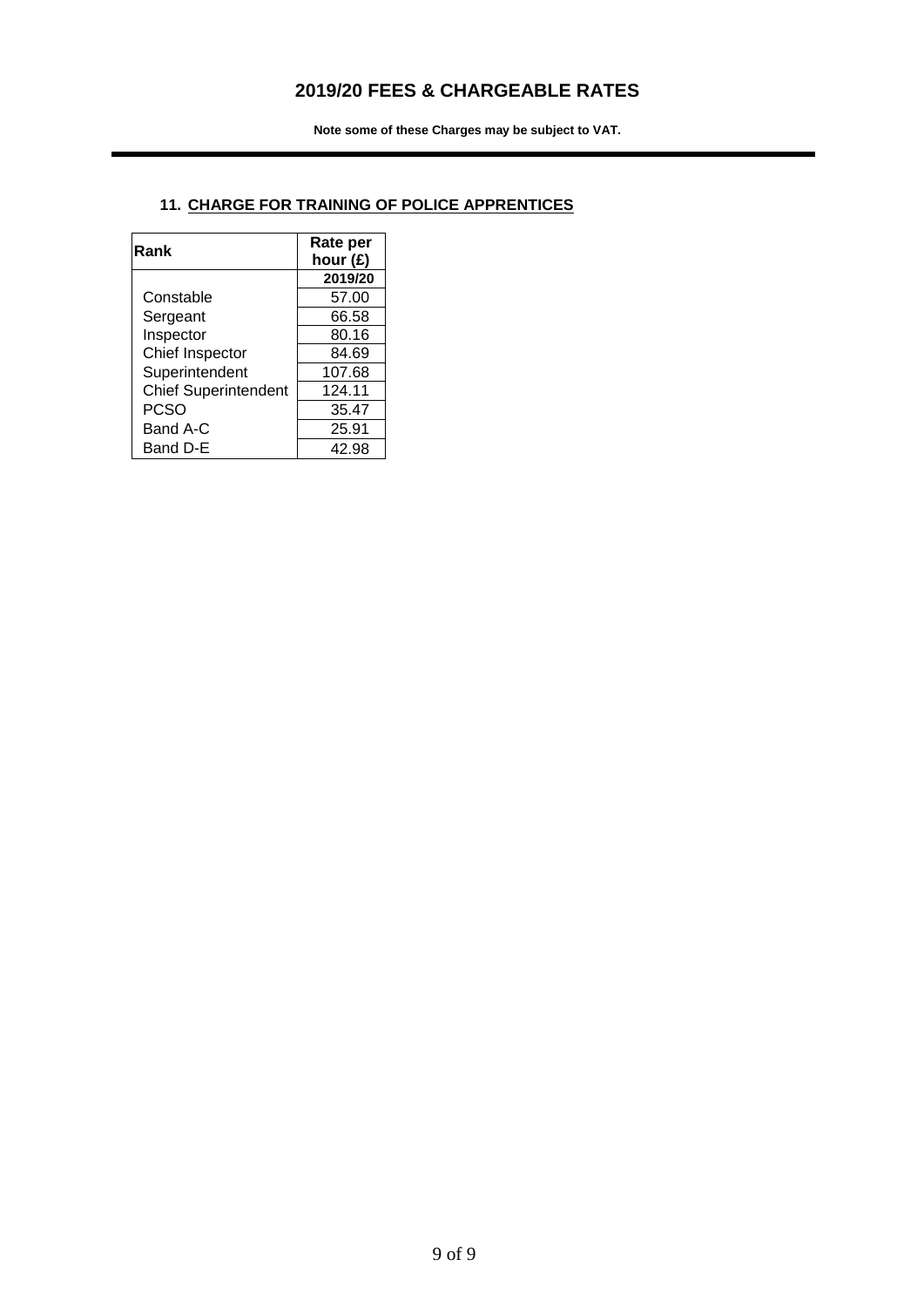# 2019/20 FEES & CHARGEABLE RATES

**Note some of these Charges may be subject to VAT.**

## 11. CHARGE FOR TRAINING OF POLICE APPRENTICES

| Rank | Rate per hour (£) |
|---|---|
| | **2019/20** |
| Constable | 57.00 |
| Sergeant | 66.58 |
| Inspector | 80.16 |
| Chief Inspector | 84.69 |
| Superintendent | 107.68 |
| Chief Superintendent | 124.11 |
| PCSO | 35.47 |
| Band A-C | 25.91 |
| Band D-E | 42.98 |